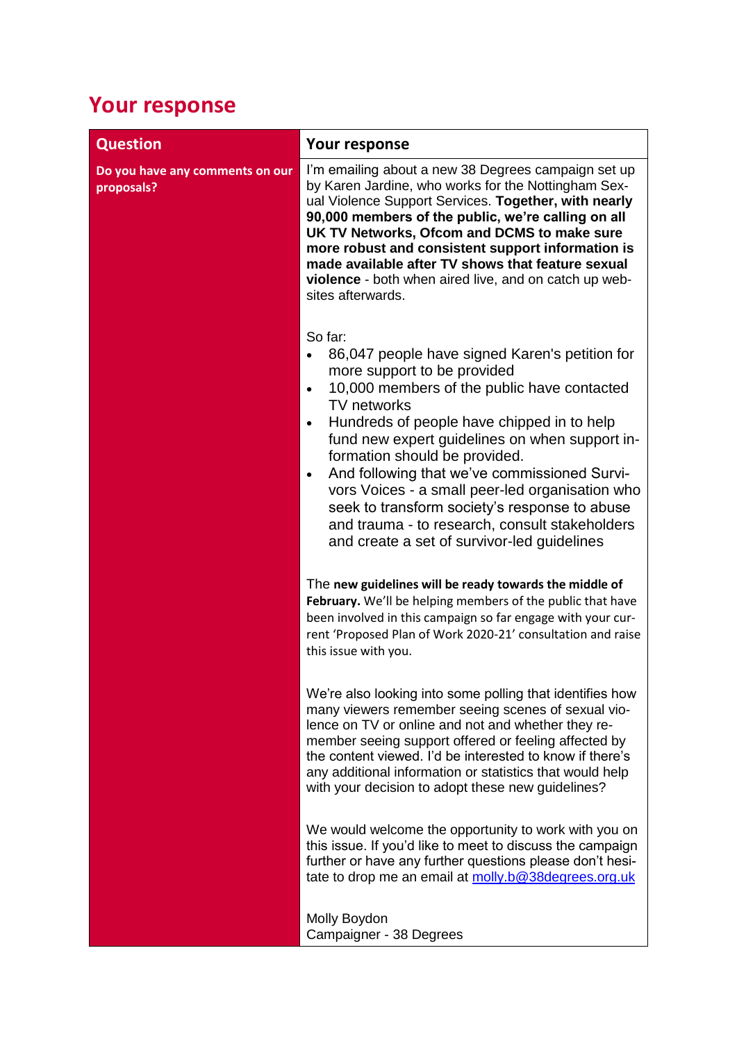## Your response

| Question | Your response |
|---|---|
| **Do you have any comments on our proposals?** | I'm emailing about a new 38 Degrees campaign set up by Karen Jardine, who works for the Nottingham Sexual Violence Support Services. **Together, with nearly 90,000 members of the public, we're calling on all UK TV Networks, Ofcom and DCMS to make sure more robust and consistent support information is made available after TV shows that feature sexual violence** - both when aired live, and on catch up websites afterwards.<br><br>So far:<br>• 86,047 people have signed Karen's petition for more support to be provided<br>• 10,000 members of the public have contacted TV networks<br>• Hundreds of people have chipped in to help fund new expert guidelines on when support information should be provided.<br>• And following that we've commissioned Survivors Voices - a small peer-led organisation who seek to transform society's response to abuse and trauma - to research, consult stakeholders and create a set of survivor-led guidelines<br><br>The **new guidelines will be ready towards the middle of February.** We'll be helping members of the public that have been involved in this campaign so far engage with your current 'Proposed Plan of Work 2020-21' consultation and raise this issue with you.<br><br>We're also looking into some polling that identifies how many viewers remember seeing scenes of sexual violence on TV or online and not and whether they remember seeing support offered or feeling affected by the content viewed. I'd be interested to know if there's any additional information or statistics that would help with your decision to adopt these new guidelines?<br><br>We would welcome the opportunity to work with you on this issue. If you'd like to meet to discuss the campaign further or have any further questions please don't hesitate to drop me an email at molly.b@38degrees.org.uk<br><br>Molly Boydon<br>Campaigner - 38 Degrees |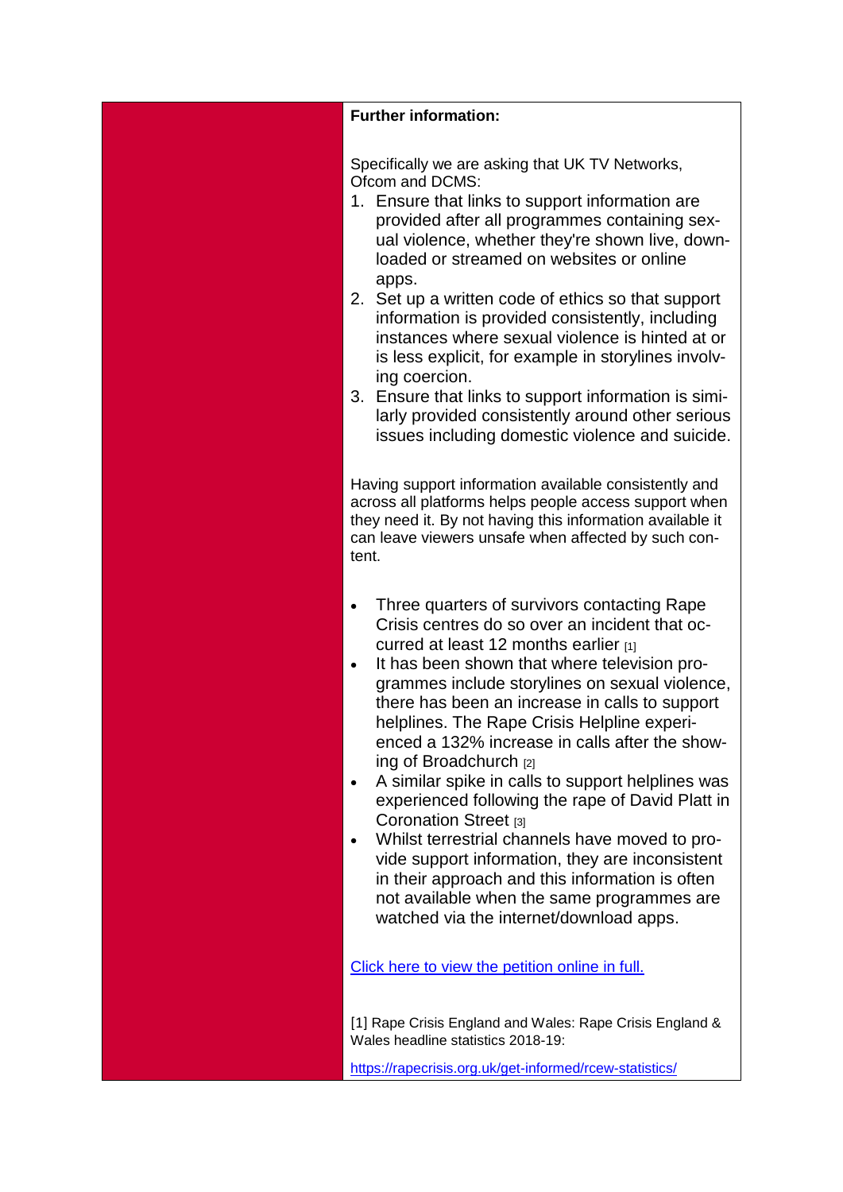**Further information:**

Specifically we are asking that UK TV Networks, Ofcom and DCMS:

1. Ensure that links to support information are provided after all programmes containing sexual violence, whether they're shown live, downloaded or streamed on websites or online apps.
2. Set up a written code of ethics so that support information is provided consistently, including instances where sexual violence is hinted at or is less explicit, for example in storylines involving coercion.
3. Ensure that links to support information is similarly provided consistently around other serious issues including domestic violence and suicide.

Having support information available consistently and across all platforms helps people access support when they need it. By not having this information available it can leave viewers unsafe when affected by such content.

- Three quarters of survivors contacting Rape Crisis centres do so over an incident that occurred at least 12 months earlier [1]
- It has been shown that where television programmes include storylines on sexual violence, there has been an increase in calls to support helplines. The Rape Crisis Helpline experienced a 132% increase in calls after the showing of Broadchurch [2]
- A similar spike in calls to support helplines was experienced following the rape of David Platt in Coronation Street [3]
- Whilst terrestrial channels have moved to provide support information, they are inconsistent in their approach and this information is often not available when the same programmes are watched via the internet/download apps.

[Click here to view the petition online in full.]

[1] Rape Crisis England and Wales: Rape Crisis England & Wales headline statistics 2018-19:

https://rapecrisis.org.uk/get-informed/rcew-statistics/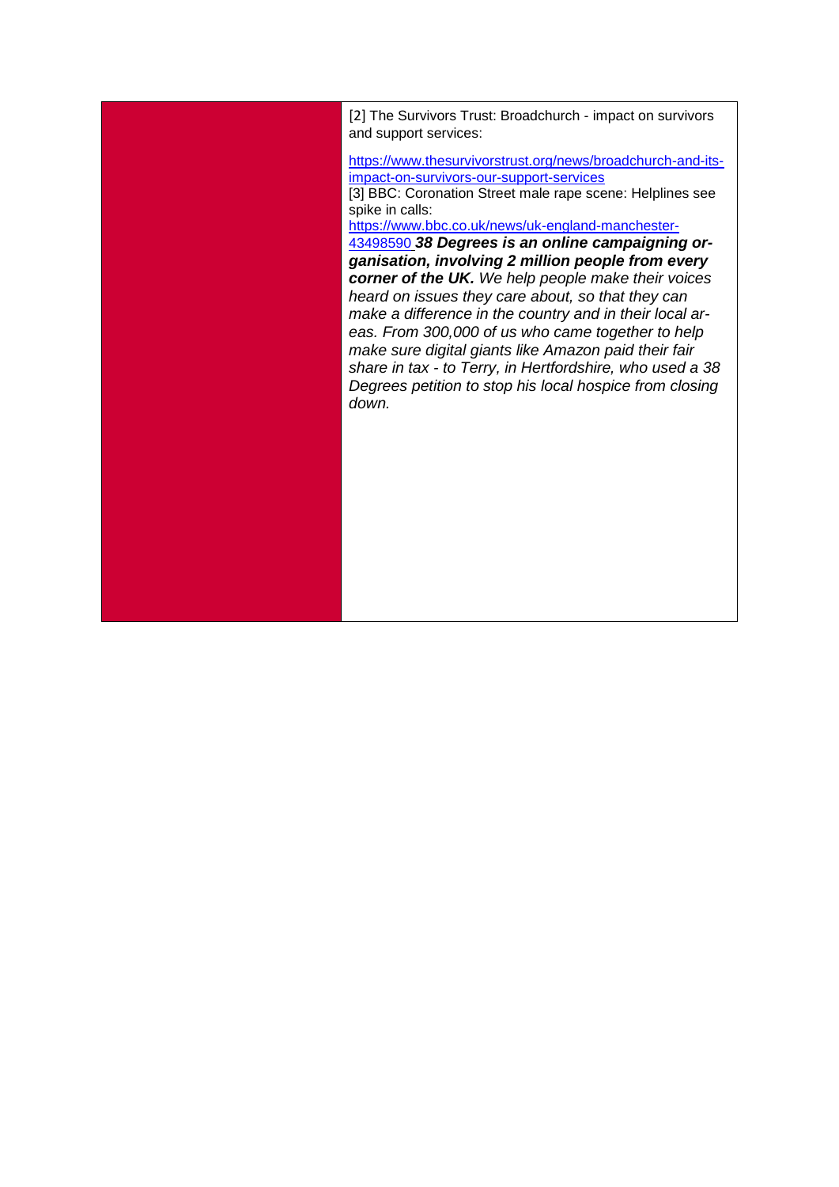[2] The Survivors Trust: Broadchurch - impact on survivors and support services:

https://www.thesurvivorstrust.org/news/broadchurch-and-its-impact-on-survivors-our-support-services

[3] BBC: Coronation Street male rape scene: Helplines see spike in calls:
https://www.bbc.co.uk/news/uk-england-manchester-43498590

***38 Degrees is an online campaigning organisation, involving 2 million people from every corner of the UK.*** *We help people make their voices heard on issues they care about, so that they can make a difference in the country and in their local areas. From 300,000 of us who came together to help make sure digital giants like Amazon paid their fair share in tax - to Terry, in Hertfordshire, who used a 38 Degrees petition to stop his local hospice from closing down.*